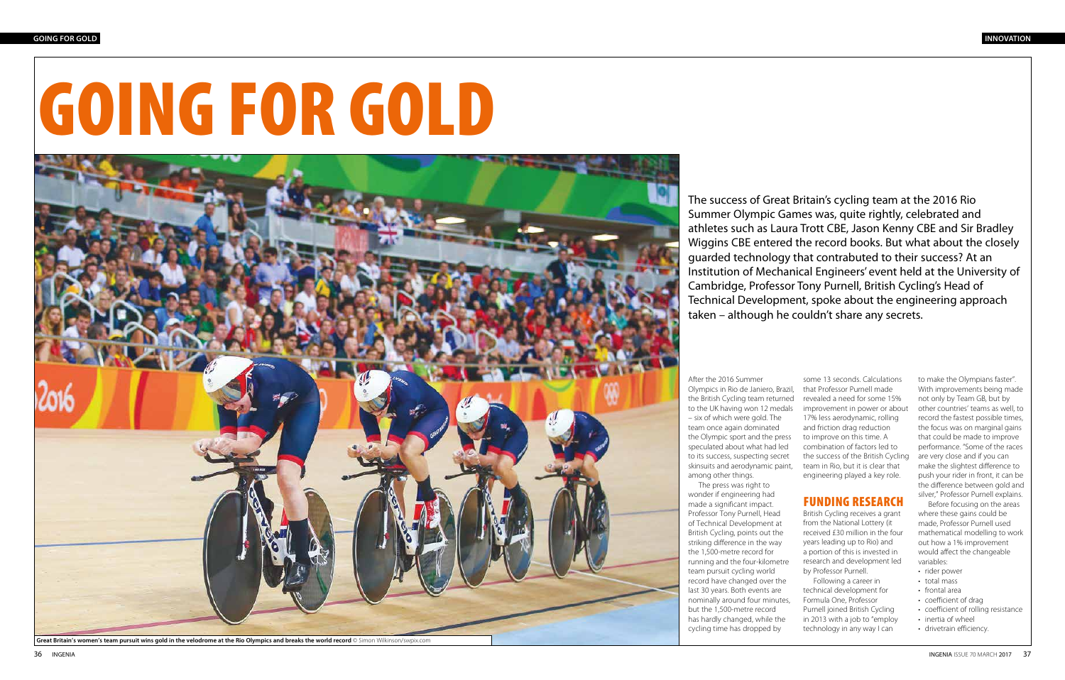# GOING FOR GOLD

The success of Great Britain's cycling team at the 2016 Rio Summer Olympic Games was, quite rightly, celebrated and athletes such as Laura Trott CBE, Jason Kenny CBE and Sir Bradley Wiggins CBE entered the record books. But what about the closely guarded technology that contrabuted to their success? At an Institution of Mechanical Engineers' event held at the University of Cambridge, Professor Tony Purnell, British Cycling's Head of Technical Development, spoke about the engineering approach taken – although he couldn't share any secrets.

Great Britain's women's team pursuit wins gold in the velodrome at the Rio Olympics and breaks the world record © Simon Wilkinson/swpix.com

After the 2016 Summer Olympics in Rio de Janiero, Brazil, the British Cycling team returned to the UK having won 12 medals – six of which were gold. The team once again dominated the Olympic sport and the press speculated about what had led to its success, suspecting secret skinsuits and aerodynamic paint, among other things.

The press was right to wonder if engineering had made a significant impact. Professor Tony Purnell, Head of Technical Development at British Cycling, points out the striking difference in the way the 1,500-metre record for running and the four-kilometre team pursuit cycling world record have changed over the last 30 years. Both events are nominally around four minutes, but the 1,500-metre record has hardly changed, while the cycling time has dropped by some 13 seconds. Calculations that Professor Purnell made revealed a need for some 15% improvement in power or about 17% less aerodynamic, rolling and friction drag reduction to improve on this time. A combination of factors led to the success of the British Cycling team in Rio, but it is clear that engineering played a key role.

## FUNDING RESEARCH

British Cycling receives a grant from the National Lottery (it received £30 million in the four years leading up to Rio) and a portion of this is invested in research and development led by Professor Purnell.

Following a career in technical development for Formula One, Professor Purnell joined British Cycling in 2013 with a job to "employ technology in any way I can to make the Olympians faster". With improvements being made not only by Team GB, but by other countries' teams as well, to record the fastest possible times, the focus was on marginal gains that could be made to improve performance. "Some of the races are very close and if you can make the slightest difference to push your rider in front, it can be the difference between gold and silver," Professor Purnell explains.

Before focusing on the areas where these gains could be made, Professor Purnell used mathematical modelling to work out how a 1% improvement would affect the changeable variables:

- rider power
- total mass
- frontal area
- coefficient of drag
- coefficient of rolling resistance
- inertia of wheel
- drivetrain efficiency.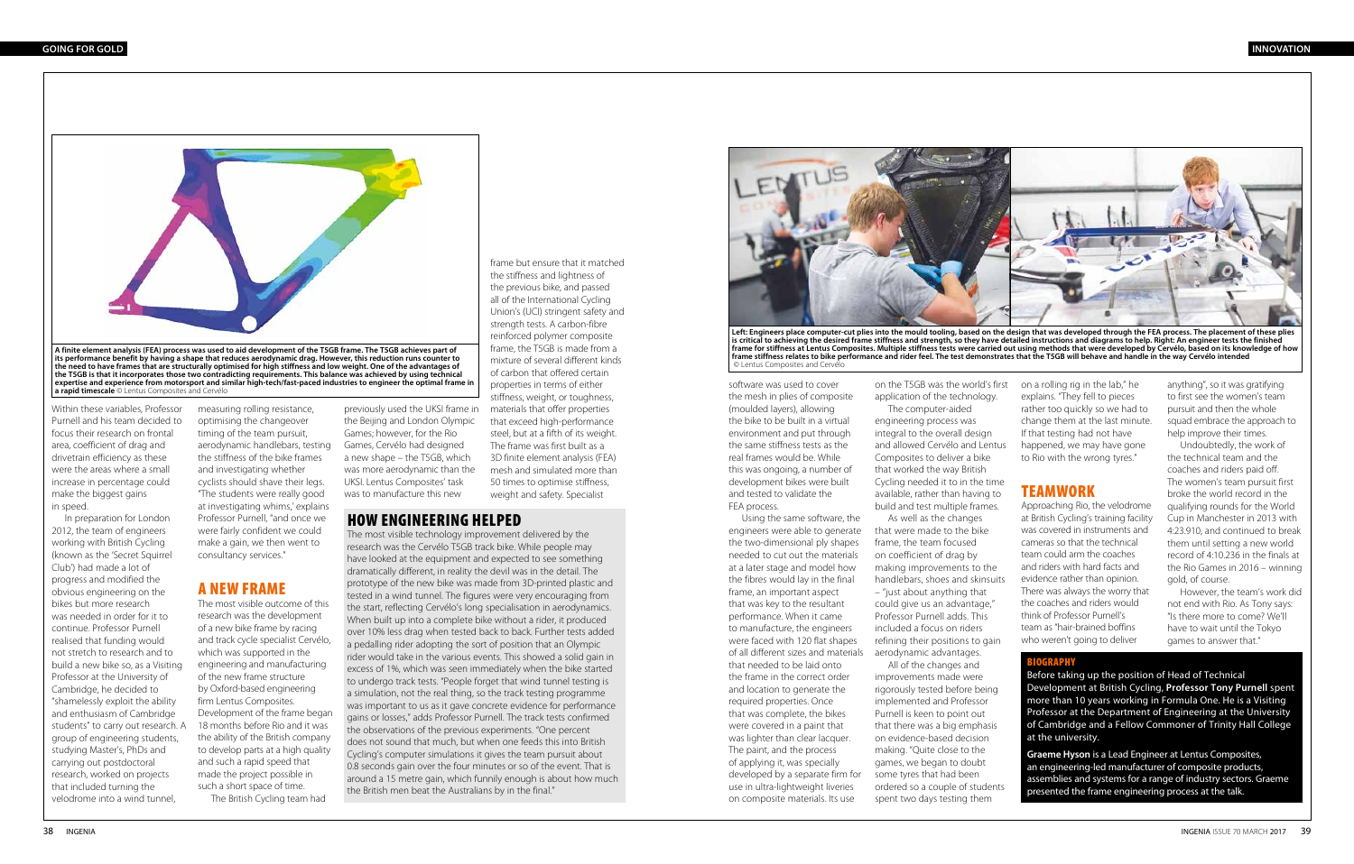A finite element analysis (FEA) process was used to aid development of the T5GB frame. The T5GB achieves part of its performance benefit by having a shape that reduces aerodynamic drag. However, this reduction runs counter to the need to have frames that are structurally optimised for high stiffness and low weight. One of the advantages of the T5GB is that it incorporates those two contradicting requirements. This balance was achieved by using technical expertise and experience from motorsport and similar high-tech/fast-paced industries to engineer the optimal frame in a rapid timescale © Lentus Composites and Cervélo

Within these variables, Professor Purnell and his team decided to focus their research on frontal area, coefficient of drag and drivetrain efficiency as these were the areas where a small increase in percentage could make the biggest gains in speed.

In preparation for London 2012, the team of engineers working with British Cycling (known as the 'Secret Squirrel Club') had made a lot of progress and modified the obvious engineering on the bikes but more research was needed in order for it to continue. Professor Purnell realised that funding would not stretch to research and to build a new bike so, as a Visiting Professor at the University of Cambridge, he decided to "shamelessly exploit the ability and enthusiasm of Cambridge students" to carry out research. A group of engineering students, studying Master's, PhDs and carrying out postdoctoral research, worked on projects that included turning the velodrome into a wind tunnel, measuring rolling resistance, optimising the changeover timing of the team pursuit, aerodynamic handlebars, testing the stiffness of the bike frames and investigating whether cyclists should shave their legs. "The students were really good at investigating whims,' explains Professor Purnell, "and once we were fairly confident we could make a gain, we then went to consultancy services."

## A NEW FRAME

The most visible outcome of this research was the development of a new bike frame by racing and track cycle specialist Cervélo, which was supported in the engineering and manufacturing of the new frame structure by Oxford-based engineering firm Lentus Composites. Development of the frame began 18 months before Rio and it was the ability of the British company to develop parts at a high quality and such a rapid speed that made the project possible in such a short space of time.

The British Cycling team had previously used the UKSI frame in the Beijing and London Olympic Games; however, for the Rio Games, Cervélo had designed a new shape – the T5GB, which was more aerodynamic than the UKSI. Lentus Composites' task was to manufacture this new frame but ensure that it matched the stiffness and lightness of the previous bike, and passed all of the International Cycling Union's (UCI) stringent safety and strength tests. A carbon-fibre reinforced polymer composite frame, the T5GB is made from a mixture of several different kinds of carbon that offered certain properties in terms of either stiffness, weight, or toughness, materials that offer properties that exceed high-performance steel, but at a fifth of its weight. The frame was first built as a 3D finite element analysis (FEA) mesh and simulated more than 50 times to optimise stiffness, weight and safety. Specialist software was used to cover the mesh in plies of composite (moulded layers), allowing the bike to be built in a virtual environment and put through the same stiffness tests as the real frames would be. While this was ongoing, a number of development bikes were built and tested to validate the FEA process.

Using the same software, the engineers were able to generate the two-dimensional ply shapes needed to cut out the materials at a later stage and model how the fibres would lay in the final frame, an important aspect that was key to the resultant performance. When it came to manufacture, the engineers were faced with 120 flat shapes of all different sizes and materials that needed to be laid onto the frame in the correct order and location to generate the required properties. Once that was complete, the bikes were covered in a paint that was lighter than clear lacquer. The paint, and the process of applying it, was specially developed by a separate firm for use in ultra-lightweight liveries on composite materials. Its use on the T5GB was the world's first application of the technology.

The computer-aided engineering process was integral to the overall design and allowed Cervélo and Lentus Composites to deliver a bike that worked the way British Cycling needed it to in the time available, rather than having to build and test multiple frames.

As well as the changes that were made to the bike frame, the team focused on coefficient of drag by making improvements to the handlebars, shoes and skinsuits – "just about anything that could give us an advantage," Professor Purnell adds. This included a focus on riders refining their positions to gain aerodynamic advantages.

All of the changes and improvements made were rigorously tested before being implemented and Professor Purnell is keen to point out that there was a big emphasis on evidence-based decision making. "Quite close to the games, we began to doubt some tyres that had been ordered so a couple of students spent two days testing them on a rolling rig in the lab," he explains. "They fell to pieces rather too quickly so we had to change them at the last minute. If that testing had not have happened, we may have gone to Rio with the wrong tyres."

## HOW ENGINEERING HELPED

The most visible technology improvement delivered by the research was the Cervélo T5GB track bike. While people may have looked at the equipment and expected to see something dramatically different, in reality the devil was in the detail. The prototype of the new bike was made from 3D-printed plastic and tested in a wind tunnel. The figures were very encouraging from the start, reflecting Cervélo's long specialisation in aerodynamics. When built up into a complete bike without a rider, it produced over 10% less drag when tested back to back. Further tests added a pedalling rider adopting the sort of position that an Olympic rider would take in the various events. This showed a solid gain in excess of 1%, which was seen immediately when the bike started to undergo track tests. "People forget that wind tunnel testing is a simulation, not the real thing, so the track testing programme was important to us as it gave concrete evidence for performance gains or losses," adds Professor Purnell. The track tests confirmed the observations of the previous experiments. "One percent does not sound that much, but when one feeds this into British Cycling's computer simulations it gives the team pursuit about 0.8 seconds gain over the four minutes or so of the event. That is around a 15 metre gain, which funnily enough is about how much the British men beat the Australians by in the final."

Left: Engineers place computer-cut plies into the mould tooling, based on the design that was developed through the FEA process. The placement of these plies is critical to achieving the desired frame stiffness and strength, so they have detailed instructions and diagrams to help. Right: An engineer tests the finished frame for stiffness at Lentus Composites. Multiple stiffness tests were carried out using methods that were developed by Cervélo, based on its knowledge of how frame stiffness relates to bike performance and rider feel. The test demonstrates that the T5GB will behave and handle in the way Cervélo intended © Lentus Composites and Cervélo

## TEAMWORK

Approaching Rio, the velodrome at British Cycling's training facility was covered in instruments and cameras so that the technical team could arm the coaches and riders with hard facts and evidence rather than opinion. There was always the worry that the coaches and riders would think of Professor Purnell's team as "hair-brained boffins who weren't going to deliver anything", so it was gratifying to first see the women's team pursuit and then the whole squad embrace the approach to help improve their times.

Undoubtedly, the work of the technical team and the coaches and riders paid off. The women's team pursuit first broke the world record in the qualifying rounds for the World Cup in Manchester in 2013 with 4:23.910, and continued to break them until setting a new world record of 4:10.236 in the finals at the Rio Games in 2016 – winning gold, of course.

However, the team's work did not end with Rio. As Tony says: "Is there more to come? We'll have to wait until the Tokyo games to answer that."

### BIOGRAPHY

Before taking up the position of Head of Technical Development at British Cycling, **Professor Tony Purnell** spent more than 10 years working in Formula One. He is a Visiting Professor at the Department of Engineering at the University of Cambridge and a Fellow Commoner of Trinity Hall College at the university.

**Graeme Hyson** is a Lead Engineer at Lentus Composites, an engineering-led manufacturer of composite products, assemblies and systems for a range of industry sectors. Graeme presented the frame engineering process at the talk.